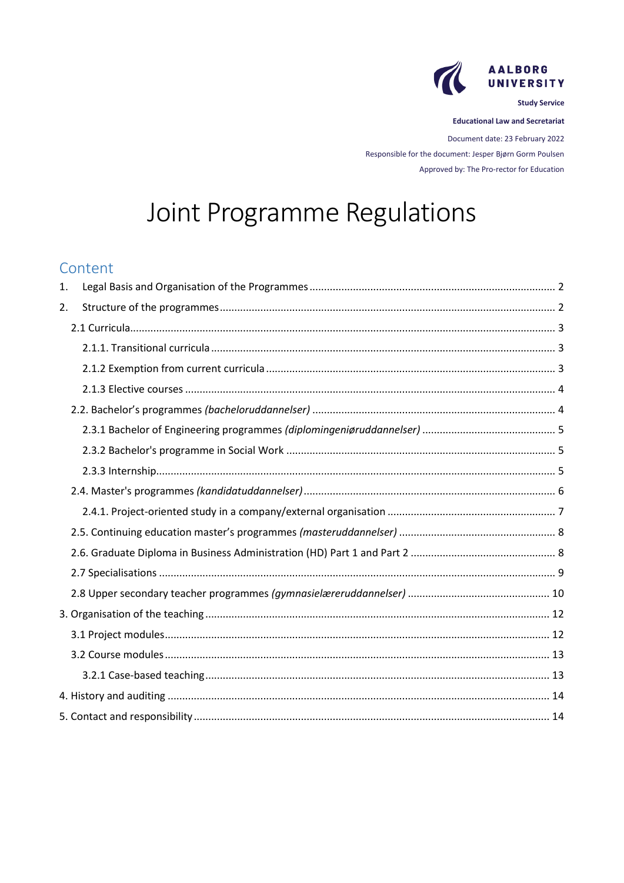AALBORG UNIVERSITY

**Study Service**

**Educational Law and Secretariat**

Document date: 23 February 2022

Responsible for the document: Jesper Bjørn Gorm Poulsen

Approved by: The Pro-rector for Education

# Joint Programme Regulations

## Content

1. Legal Basis and Organisation of the Programmes ..... 2
2. Structure of the programmes ..... 2
   - 2.1 Curricula ..... 3
     - 2.1.1. Transitional curricula ..... 3
     - 2.1.2 Exemption from current curricula ..... 3
     - 2.1.3 Elective courses ..... 4
   - 2.2. Bachelor's programmes *(bacheloruddannelser)* ..... 4
     - 2.3.1 Bachelor of Engineering programmes *(diplomingeniøruddannelser)* ..... 5
     - 2.3.2 Bachelor's programme in Social Work ..... 5
     - 2.3.3 Internship ..... 5
   - 2.4. Master's programmes *(kandidatuddannelser)* ..... 6
     - 2.4.1. Project-oriented study in a company/external organisation ..... 7
   - 2.5. Continuing education master's programmes *(masteruddannelser)* ..... 8
   - 2.6. Graduate Diploma in Business Administration (HD) Part 1 and Part 2 ..... 8
   - 2.7 Specialisations ..... 9
   - 2.8 Upper secondary teacher programmes *(gymnasielæreruddannelser)* ..... 10
3. Organisation of the teaching ..... 12
   - 3.1 Project modules ..... 12
   - 3.2 Course modules ..... 13
     - 3.2.1 Case-based teaching ..... 13
4. History and auditing ..... 14
5. Contact and responsibility ..... 14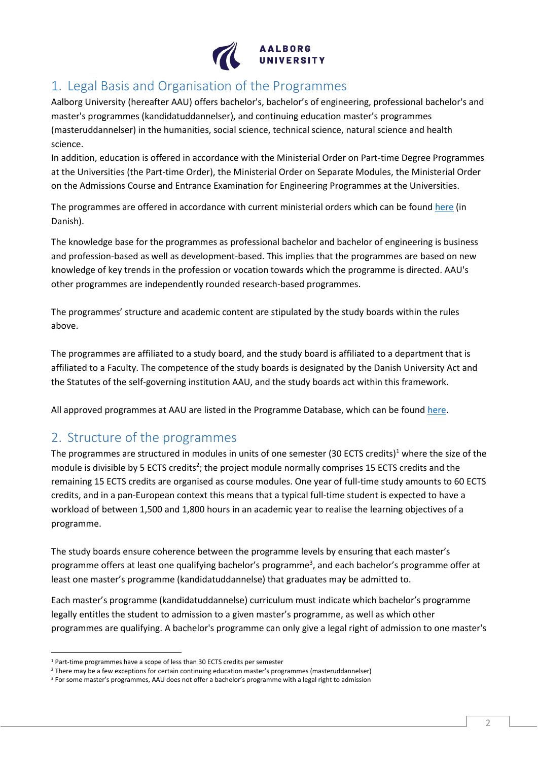## 1. Legal Basis and Organisation of the Programmes

Aalborg University (hereafter AAU) offers bachelor's, bachelor's of engineering, professional bachelor's and master's programmes (kandidatuddannelser), and continuing education master's programmes (masteruddannelser) in the humanities, social science, technical science, natural science and health science.

In addition, education is offered in accordance with the Ministerial Order on Part-time Degree Programmes at the Universities (the Part-time Order), the Ministerial Order on Separate Modules, the Ministerial Order on the Admissions Course and Entrance Examination for Engineering Programmes at the Universities.

The programmes are offered in accordance with current ministerial orders which can be found here (in Danish).

The knowledge base for the programmes as professional bachelor and bachelor of engineering is business and profession-based as well as development-based. This implies that the programmes are based on new knowledge of key trends in the profession or vocation towards which the programme is directed. AAU's other programmes are independently rounded research-based programmes.

The programmes' structure and academic content are stipulated by the study boards within the rules above.

The programmes are affiliated to a study board, and the study board is affiliated to a department that is affiliated to a Faculty. The competence of the study boards is designated by the Danish University Act and the Statutes of the self-governing institution AAU, and the study boards act within this framework.

All approved programmes at AAU are listed in the Programme Database, which can be found here.

## 2. Structure of the programmes

The programmes are structured in modules in units of one semester (30 ECTS credits)[1] where the size of the module is divisible by 5 ECTS credits[2]; the project module normally comprises 15 ECTS credits and the remaining 15 ECTS credits are organised as course modules. One year of full-time study amounts to 60 ECTS credits, and in a pan-European context this means that a typical full-time student is expected to have a workload of between 1,500 and 1,800 hours in an academic year to realise the learning objectives of a programme.

The study boards ensure coherence between the programme levels by ensuring that each master's programme offers at least one qualifying bachelor's programme[3], and each bachelor's programme offer at least one master's programme (kandidatuddannelse) that graduates may be admitted to.

Each master's programme (kandidatuddannelse) curriculum must indicate which bachelor's programme legally entitles the student to admission to a given master's programme, as well as which other programmes are qualifying. A bachelor's programme can only give a legal right of admission to one master's

---

[1] Part-time programmes have a scope of less than 30 ECTS credits per semester

[2] There may be a few exceptions for certain continuing education master's programmes (masteruddannelser)

[3] For some master's programmes, AAU does not offer a bachelor's programme with a legal right to admission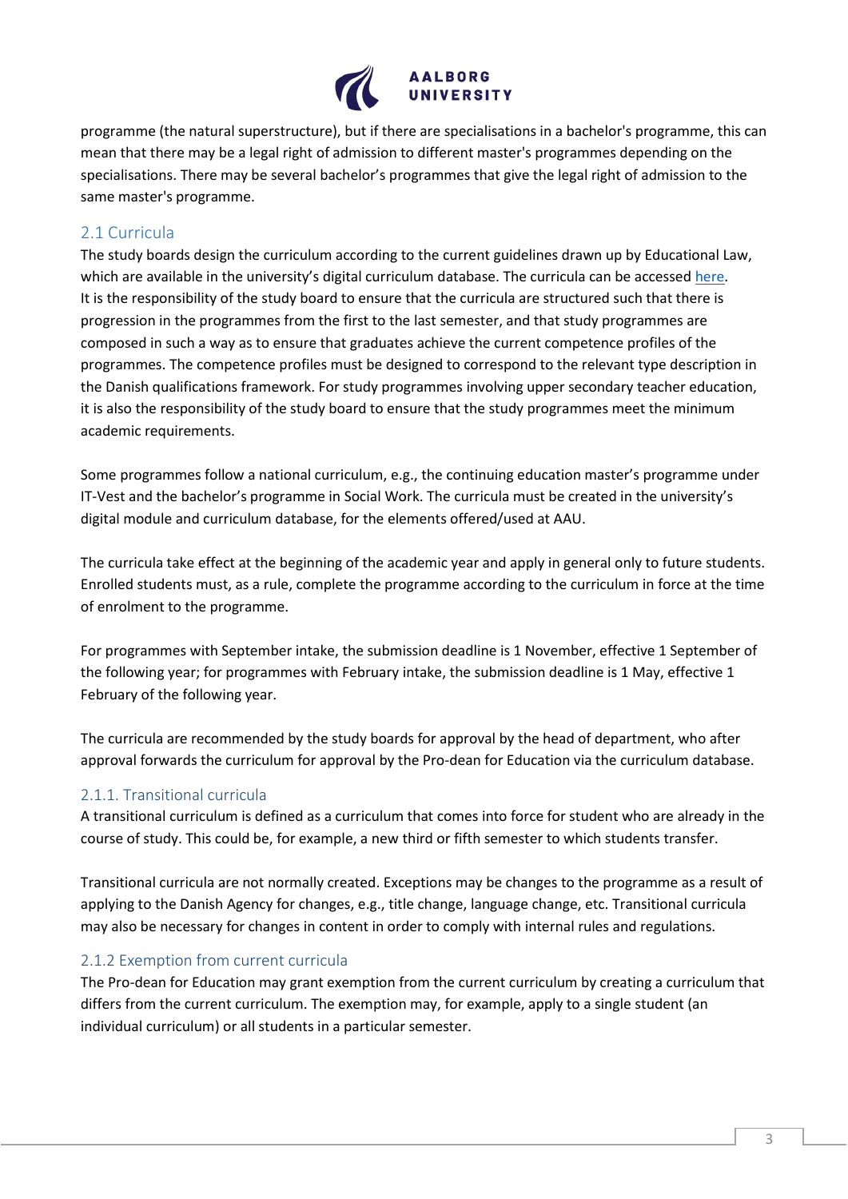programme (the natural superstructure), but if there are specialisations in a bachelor's programme, this can mean that there may be a legal right of admission to different master's programmes depending on the specialisations. There may be several bachelor's programmes that give the legal right of admission to the same master's programme.

## 2.1 Curricula

The study boards design the curriculum according to the current guidelines drawn up by Educational Law, which are available in the university's digital curriculum database. The curricula can be accessed here. It is the responsibility of the study board to ensure that the curricula are structured such that there is progression in the programmes from the first to the last semester, and that study programmes are composed in such a way as to ensure that graduates achieve the current competence profiles of the programmes. The competence profiles must be designed to correspond to the relevant type description in the Danish qualifications framework. For study programmes involving upper secondary teacher education, it is also the responsibility of the study board to ensure that the study programmes meet the minimum academic requirements.

Some programmes follow a national curriculum, e.g., the continuing education master's programme under IT-Vest and the bachelor's programme in Social Work. The curricula must be created in the university's digital module and curriculum database, for the elements offered/used at AAU.

The curricula take effect at the beginning of the academic year and apply in general only to future students. Enrolled students must, as a rule, complete the programme according to the curriculum in force at the time of enrolment to the programme.

For programmes with September intake, the submission deadline is 1 November, effective 1 September of the following year; for programmes with February intake, the submission deadline is 1 May, effective 1 February of the following year.

The curricula are recommended by the study boards for approval by the head of department, who after approval forwards the curriculum for approval by the Pro-dean for Education via the curriculum database.

### 2.1.1. Transitional curricula

A transitional curriculum is defined as a curriculum that comes into force for student who are already in the course of study. This could be, for example, a new third or fifth semester to which students transfer.

Transitional curricula are not normally created. Exceptions may be changes to the programme as a result of applying to the Danish Agency for changes, e.g., title change, language change, etc. Transitional curricula may also be necessary for changes in content in order to comply with internal rules and regulations.

### 2.1.2 Exemption from current curricula

The Pro-dean for Education may grant exemption from the current curriculum by creating a curriculum that differs from the current curriculum. The exemption may, for example, apply to a single student (an individual curriculum) or all students in a particular semester.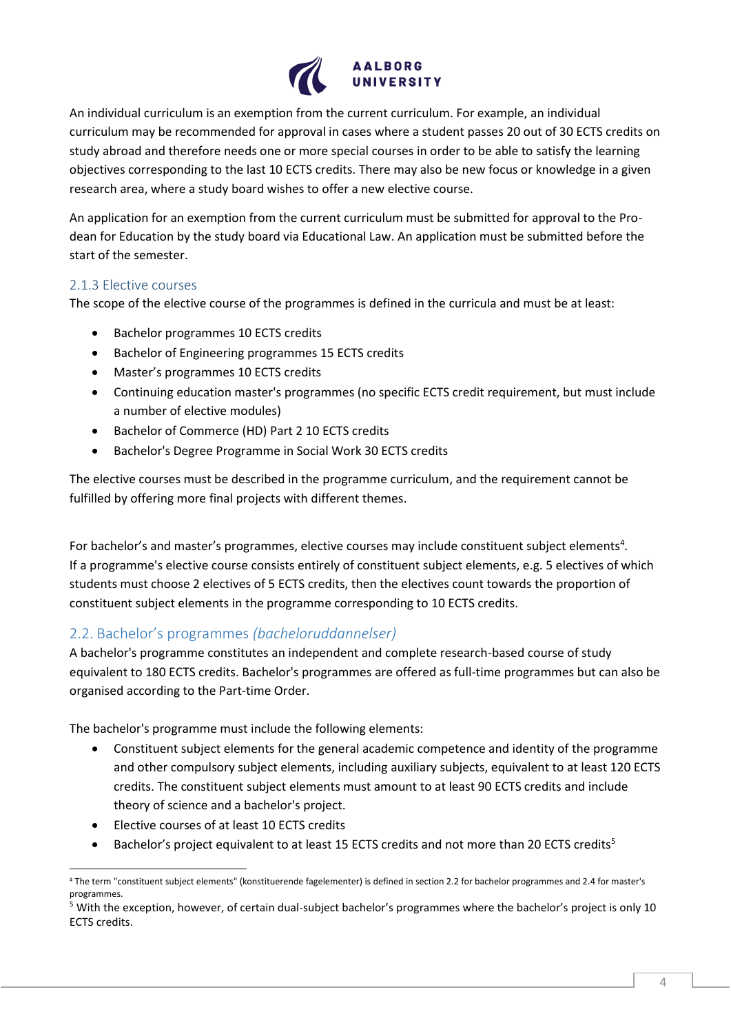An individual curriculum is an exemption from the current curriculum. For example, an individual curriculum may be recommended for approval in cases where a student passes 20 out of 30 ECTS credits on study abroad and therefore needs one or more special courses in order to be able to satisfy the learning objectives corresponding to the last 10 ECTS credits. There may also be new focus or knowledge in a given research area, where a study board wishes to offer a new elective course.

An application for an exemption from the current curriculum must be submitted for approval to the Pro-dean for Education by the study board via Educational Law. An application must be submitted before the start of the semester.

### 2.1.3 Elective courses

The scope of the elective course of the programmes is defined in the curricula and must be at least:

- Bachelor programmes 10 ECTS credits
- Bachelor of Engineering programmes 15 ECTS credits
- Master's programmes 10 ECTS credits
- Continuing education master's programmes (no specific ECTS credit requirement, but must include a number of elective modules)
- Bachelor of Commerce (HD) Part 2 10 ECTS credits
- Bachelor's Degree Programme in Social Work 30 ECTS credits

The elective courses must be described in the programme curriculum, and the requirement cannot be fulfilled by offering more final projects with different themes.

For bachelor's and master's programmes, elective courses may include constituent subject elements[4]. If a programme's elective course consists entirely of constituent subject elements, e.g. 5 electives of which students must choose 2 electives of 5 ECTS credits, then the electives count towards the proportion of constituent subject elements in the programme corresponding to 10 ECTS credits.

## 2.2. Bachelor's programmes *(bacheloruddannelser)*

A bachelor's programme constitutes an independent and complete research-based course of study equivalent to 180 ECTS credits. Bachelor's programmes are offered as full-time programmes but can also be organised according to the Part-time Order.

The bachelor's programme must include the following elements:

- Constituent subject elements for the general academic competence and identity of the programme and other compulsory subject elements, including auxiliary subjects, equivalent to at least 120 ECTS credits. The constituent subject elements must amount to at least 90 ECTS credits and include theory of science and a bachelor's project.
- Elective courses of at least 10 ECTS credits
- Bachelor's project equivalent to at least 15 ECTS credits and not more than 20 ECTS credits[5]

---

[4] The term "constituent subject elements" (konstituerende fagelementer) is defined in section 2.2 for bachelor programmes and 2.4 for master's programmes.

[5] With the exception, however, of certain dual-subject bachelor's programmes where the bachelor's project is only 10 ECTS credits.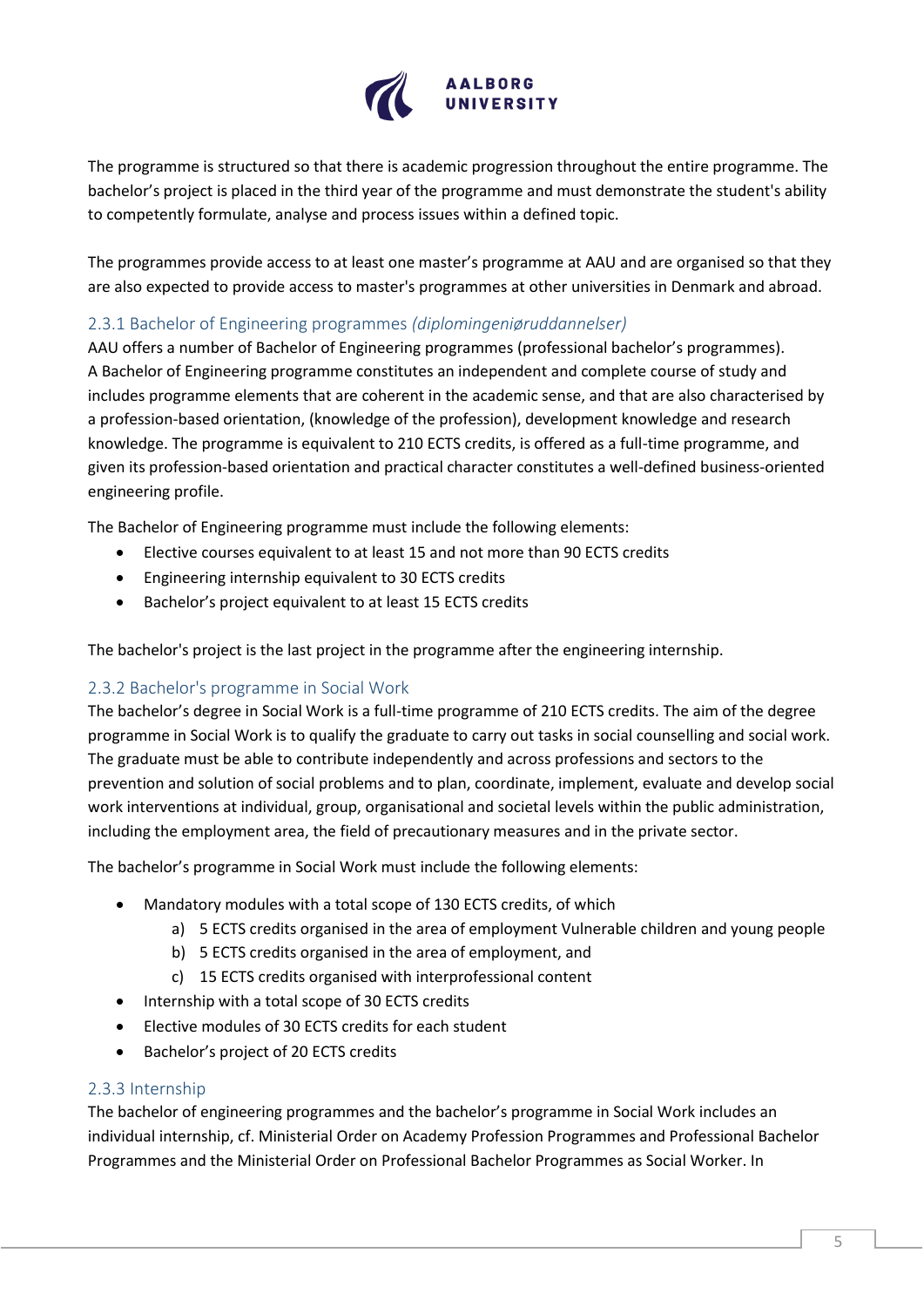The programme is structured so that there is academic progression throughout the entire programme. The bachelor's project is placed in the third year of the programme and must demonstrate the student's ability to competently formulate, analyse and process issues within a defined topic.

The programmes provide access to at least one master's programme at AAU and are organised so that they are also expected to provide access to master's programmes at other universities in Denmark and abroad.

### 2.3.1 Bachelor of Engineering programmes *(diplomingeniøruddannelser)*

AAU offers a number of Bachelor of Engineering programmes (professional bachelor's programmes). A Bachelor of Engineering programme constitutes an independent and complete course of study and includes programme elements that are coherent in the academic sense, and that are also characterised by a profession-based orientation, (knowledge of the profession), development knowledge and research knowledge. The programme is equivalent to 210 ECTS credits, is offered as a full-time programme, and given its profession-based orientation and practical character constitutes a well-defined business-oriented engineering profile.

The Bachelor of Engineering programme must include the following elements:

- Elective courses equivalent to at least 15 and not more than 90 ECTS credits
- Engineering internship equivalent to 30 ECTS credits
- Bachelor's project equivalent to at least 15 ECTS credits

The bachelor's project is the last project in the programme after the engineering internship.

### 2.3.2 Bachelor's programme in Social Work

The bachelor's degree in Social Work is a full-time programme of 210 ECTS credits. The aim of the degree programme in Social Work is to qualify the graduate to carry out tasks in social counselling and social work. The graduate must be able to contribute independently and across professions and sectors to the prevention and solution of social problems and to plan, coordinate, implement, evaluate and develop social work interventions at individual, group, organisational and societal levels within the public administration, including the employment area, the field of precautionary measures and in the private sector.

The bachelor's programme in Social Work must include the following elements:

- Mandatory modules with a total scope of 130 ECTS credits, of which
  a) 5 ECTS credits organised in the area of employment Vulnerable children and young people
  b) 5 ECTS credits organised in the area of employment, and
  c) 15 ECTS credits organised with interprofessional content
- Internship with a total scope of 30 ECTS credits
- Elective modules of 30 ECTS credits for each student
- Bachelor's project of 20 ECTS credits

### 2.3.3 Internship

The bachelor of engineering programmes and the bachelor's programme in Social Work includes an individual internship, cf. Ministerial Order on Academy Profession Programmes and Professional Bachelor Programmes and the Ministerial Order on Professional Bachelor Programmes as Social Worker. In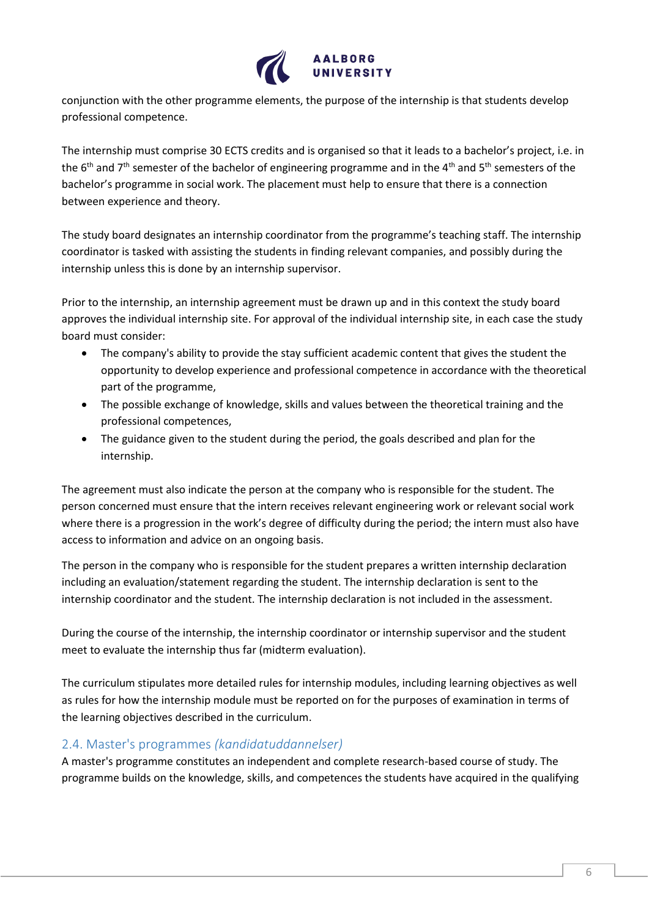conjunction with the other programme elements, the purpose of the internship is that students develop professional competence.

The internship must comprise 30 ECTS credits and is organised so that it leads to a bachelor's project, i.e. in the 6th and 7th semester of the bachelor of engineering programme and in the 4th and 5th semesters of the bachelor's programme in social work. The placement must help to ensure that there is a connection between experience and theory.

The study board designates an internship coordinator from the programme's teaching staff. The internship coordinator is tasked with assisting the students in finding relevant companies, and possibly during the internship unless this is done by an internship supervisor.

Prior to the internship, an internship agreement must be drawn up and in this context the study board approves the individual internship site. For approval of the individual internship site, in each case the study board must consider:

- The company's ability to provide the stay sufficient academic content that gives the student the opportunity to develop experience and professional competence in accordance with the theoretical part of the programme,
- The possible exchange of knowledge, skills and values between the theoretical training and the professional competences,
- The guidance given to the student during the period, the goals described and plan for the internship.

The agreement must also indicate the person at the company who is responsible for the student. The person concerned must ensure that the intern receives relevant engineering work or relevant social work where there is a progression in the work's degree of difficulty during the period; the intern must also have access to information and advice on an ongoing basis.

The person in the company who is responsible for the student prepares a written internship declaration including an evaluation/statement regarding the student. The internship declaration is sent to the internship coordinator and the student. The internship declaration is not included in the assessment.

During the course of the internship, the internship coordinator or internship supervisor and the student meet to evaluate the internship thus far (midterm evaluation).

The curriculum stipulates more detailed rules for internship modules, including learning objectives as well as rules for how the internship module must be reported on for the purposes of examination in terms of the learning objectives described in the curriculum.

## 2.4. Master's programmes *(kandidatuddannelser)*

A master's programme constitutes an independent and complete research-based course of study. The programme builds on the knowledge, skills, and competences the students have acquired in the qualifying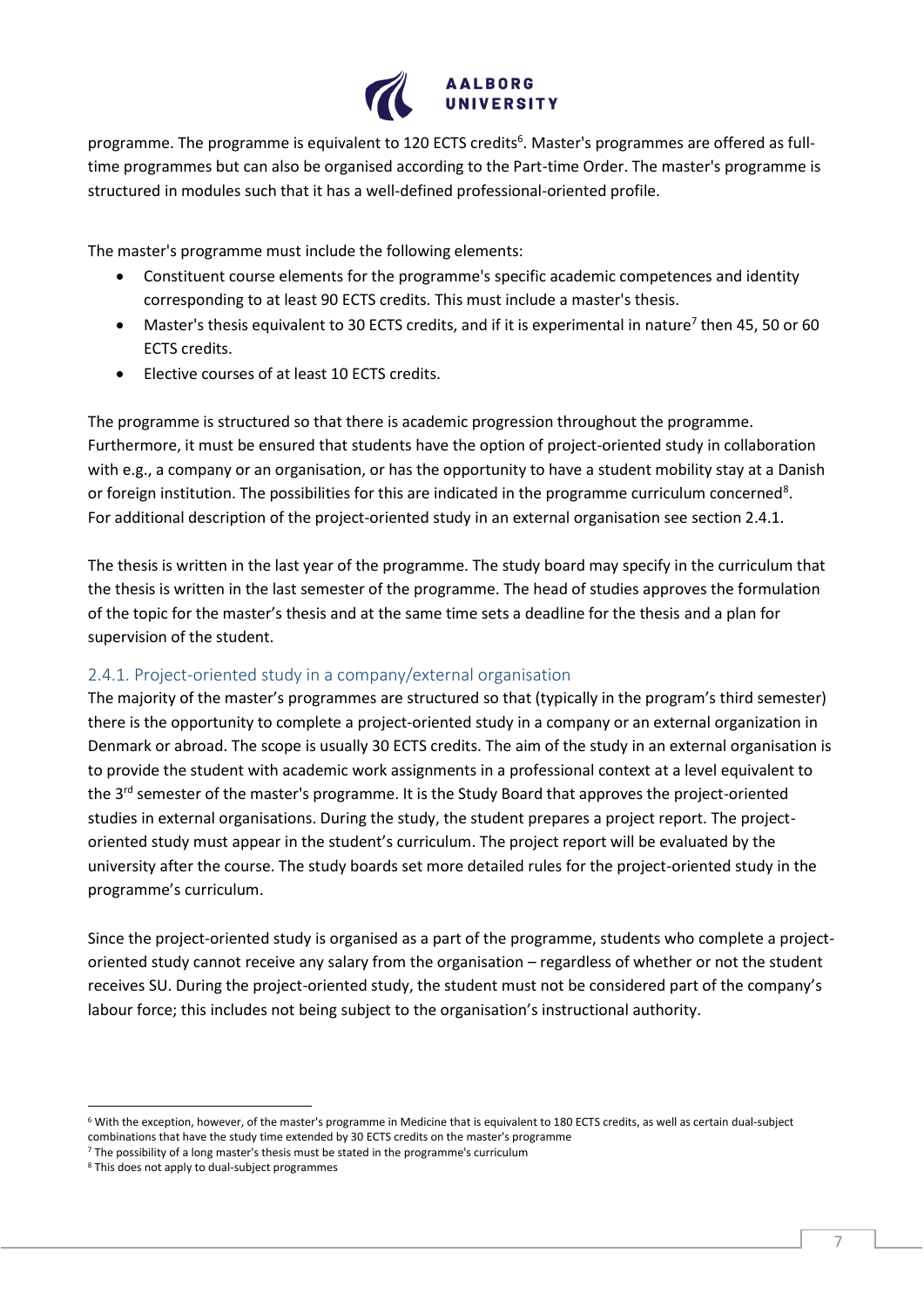programme. The programme is equivalent to 120 ECTS credits[6]. Master's programmes are offered as full-time programmes but can also be organised according to the Part-time Order. The master's programme is structured in modules such that it has a well-defined professional-oriented profile.

The master's programme must include the following elements:

- Constituent course elements for the programme's specific academic competences and identity corresponding to at least 90 ECTS credits. This must include a master's thesis.
- Master's thesis equivalent to 30 ECTS credits, and if it is experimental in nature[7] then 45, 50 or 60 ECTS credits.
- Elective courses of at least 10 ECTS credits.

The programme is structured so that there is academic progression throughout the programme. Furthermore, it must be ensured that students have the option of project-oriented study in collaboration with e.g., a company or an organisation, or has the opportunity to have a student mobility stay at a Danish or foreign institution. The possibilities for this are indicated in the programme curriculum concerned[8]. For additional description of the project-oriented study in an external organisation see section 2.4.1.

The thesis is written in the last year of the programme. The study board may specify in the curriculum that the thesis is written in the last semester of the programme. The head of studies approves the formulation of the topic for the master's thesis and at the same time sets a deadline for the thesis and a plan for supervision of the student.

### 2.4.1. Project-oriented study in a company/external organisation

The majority of the master's programmes are structured so that (typically in the program's third semester) there is the opportunity to complete a project-oriented study in a company or an external organization in Denmark or abroad. The scope is usually 30 ECTS credits. The aim of the study in an external organisation is to provide the student with academic work assignments in a professional context at a level equivalent to the 3rd semester of the master's programme. It is the Study Board that approves the project-oriented studies in external organisations. During the study, the student prepares a project report. The project-oriented study must appear in the student's curriculum. The project report will be evaluated by the university after the course. The study boards set more detailed rules for the project-oriented study in the programme's curriculum.

Since the project-oriented study is organised as a part of the programme, students who complete a project-oriented study cannot receive any salary from the organisation – regardless of whether or not the student receives SU. During the project-oriented study, the student must not be considered part of the company's labour force; this includes not being subject to the organisation's instructional authority.

---

[6] With the exception, however, of the master's programme in Medicine that is equivalent to 180 ECTS credits, as well as certain dual-subject combinations that have the study time extended by 30 ECTS credits on the master's programme

[7] The possibility of a long master's thesis must be stated in the programme's curriculum

[8] This does not apply to dual-subject programmes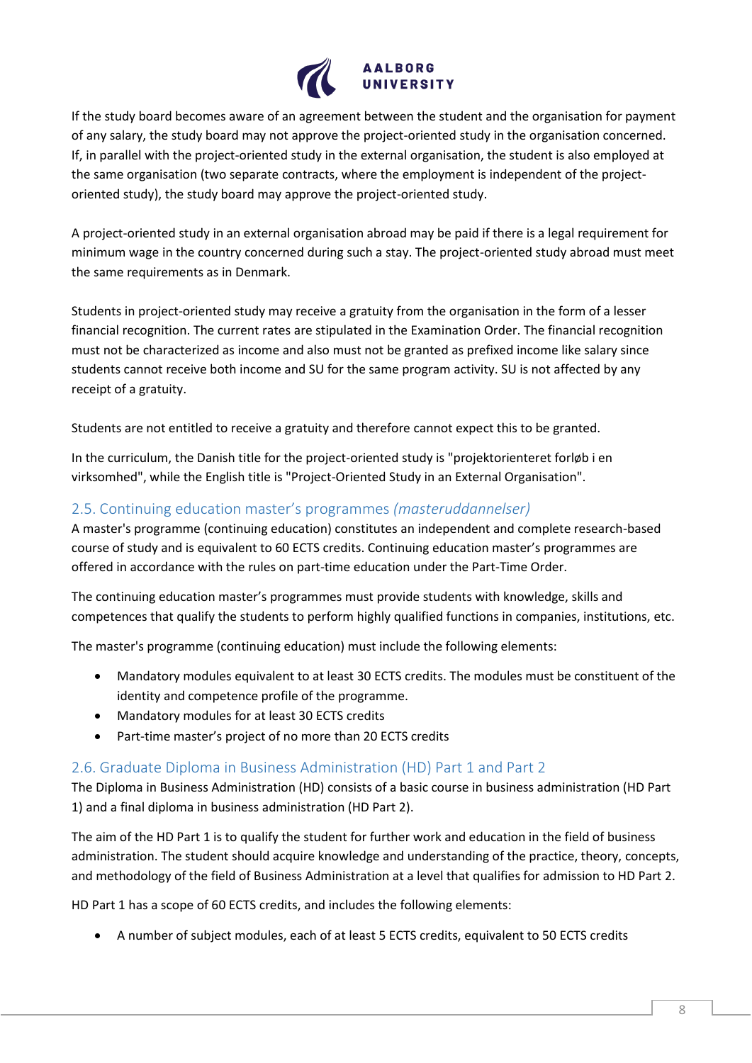If the study board becomes aware of an agreement between the student and the organisation for payment of any salary, the study board may not approve the project-oriented study in the organisation concerned. If, in parallel with the project-oriented study in the external organisation, the student is also employed at the same organisation (two separate contracts, where the employment is independent of the project-oriented study), the study board may approve the project-oriented study.

A project-oriented study in an external organisation abroad may be paid if there is a legal requirement for minimum wage in the country concerned during such a stay. The project-oriented study abroad must meet the same requirements as in Denmark.

Students in project-oriented study may receive a gratuity from the organisation in the form of a lesser financial recognition. The current rates are stipulated in the Examination Order. The financial recognition must not be characterized as income and also must not be granted as prefixed income like salary since students cannot receive both income and SU for the same program activity. SU is not affected by any receipt of a gratuity.

Students are not entitled to receive a gratuity and therefore cannot expect this to be granted.

In the curriculum, the Danish title for the project-oriented study is "projektorienteret forløb i en virksomhed", while the English title is "Project-Oriented Study in an External Organisation".

## 2.5. Continuing education master's programmes *(masteruddannelser)*

A master's programme (continuing education) constitutes an independent and complete research-based course of study and is equivalent to 60 ECTS credits. Continuing education master's programmes are offered in accordance with the rules on part-time education under the Part-Time Order.

The continuing education master's programmes must provide students with knowledge, skills and competences that qualify the students to perform highly qualified functions in companies, institutions, etc.

The master's programme (continuing education) must include the following elements:

- Mandatory modules equivalent to at least 30 ECTS credits. The modules must be constituent of the identity and competence profile of the programme.
- Mandatory modules for at least 30 ECTS credits
- Part-time master's project of no more than 20 ECTS credits

## 2.6. Graduate Diploma in Business Administration (HD) Part 1 and Part 2

The Diploma in Business Administration (HD) consists of a basic course in business administration (HD Part 1) and a final diploma in business administration (HD Part 2).

The aim of the HD Part 1 is to qualify the student for further work and education in the field of business administration. The student should acquire knowledge and understanding of the practice, theory, concepts, and methodology of the field of Business Administration at a level that qualifies for admission to HD Part 2.

HD Part 1 has a scope of 60 ECTS credits, and includes the following elements:

- A number of subject modules, each of at least 5 ECTS credits, equivalent to 50 ECTS credits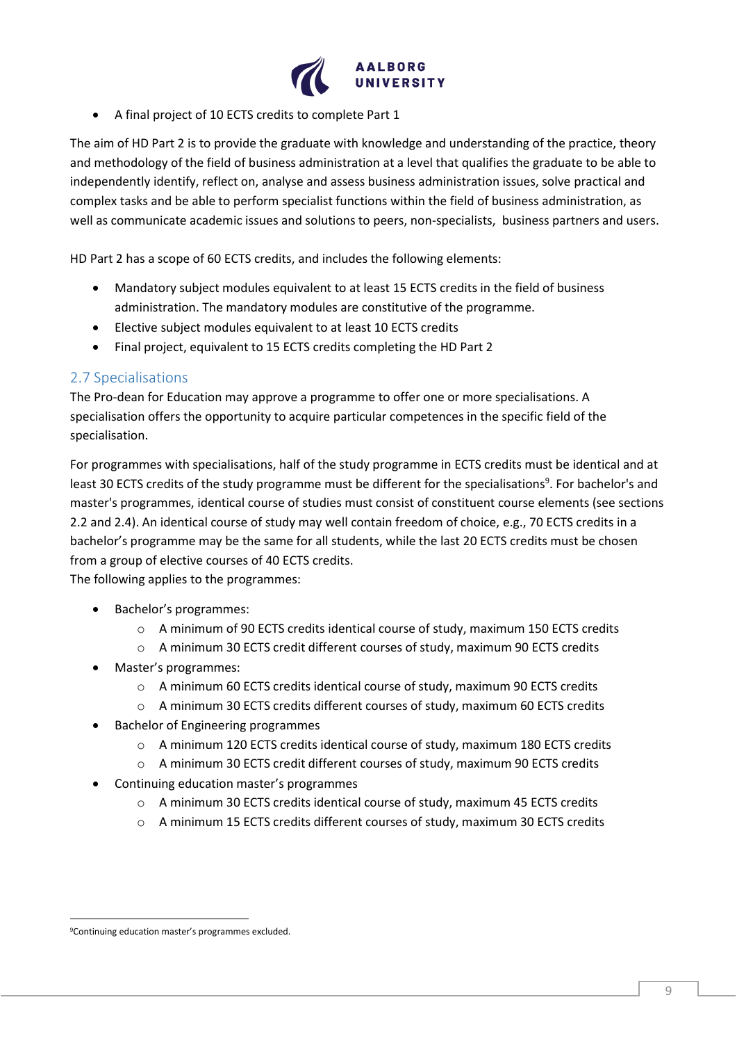- A final project of 10 ECTS credits to complete Part 1

The aim of HD Part 2 is to provide the graduate with knowledge and understanding of the practice, theory and methodology of the field of business administration at a level that qualifies the graduate to be able to independently identify, reflect on, analyse and assess business administration issues, solve practical and complex tasks and be able to perform specialist functions within the field of business administration, as well as communicate academic issues and solutions to peers, non-specialists, business partners and users.

HD Part 2 has a scope of 60 ECTS credits, and includes the following elements:

- Mandatory subject modules equivalent to at least 15 ECTS credits in the field of business administration. The mandatory modules are constitutive of the programme.
- Elective subject modules equivalent to at least 10 ECTS credits
- Final project, equivalent to 15 ECTS credits completing the HD Part 2

## 2.7 Specialisations

The Pro-dean for Education may approve a programme to offer one or more specialisations. A specialisation offers the opportunity to acquire particular competences in the specific field of the specialisation.

For programmes with specialisations, half of the study programme in ECTS credits must be identical and at least 30 ECTS credits of the study programme must be different for the specialisations[9]. For bachelor's and master's programmes, identical course of studies must consist of constituent course elements (see sections 2.2 and 2.4). An identical course of study may well contain freedom of choice, e.g., 70 ECTS credits in a bachelor's programme may be the same for all students, while the last 20 ECTS credits must be chosen from a group of elective courses of 40 ECTS credits.
The following applies to the programmes:

- Bachelor's programmes:
    - A minimum of 90 ECTS credits identical course of study, maximum 150 ECTS credits
    - A minimum 30 ECTS credit different courses of study, maximum 90 ECTS credits
- Master's programmes:
    - A minimum 60 ECTS credits identical course of study, maximum 90 ECTS credits
    - A minimum 30 ECTS credits different courses of study, maximum 60 ECTS credits
- Bachelor of Engineering programmes
    - A minimum 120 ECTS credits identical course of study, maximum 180 ECTS credits
    - A minimum 30 ECTS credit different courses of study, maximum 90 ECTS credits
- Continuing education master's programmes
    - A minimum 30 ECTS credits identical course of study, maximum 45 ECTS credits
    - A minimum 15 ECTS credits different courses of study, maximum 30 ECTS credits

[9] Continuing education master's programmes excluded.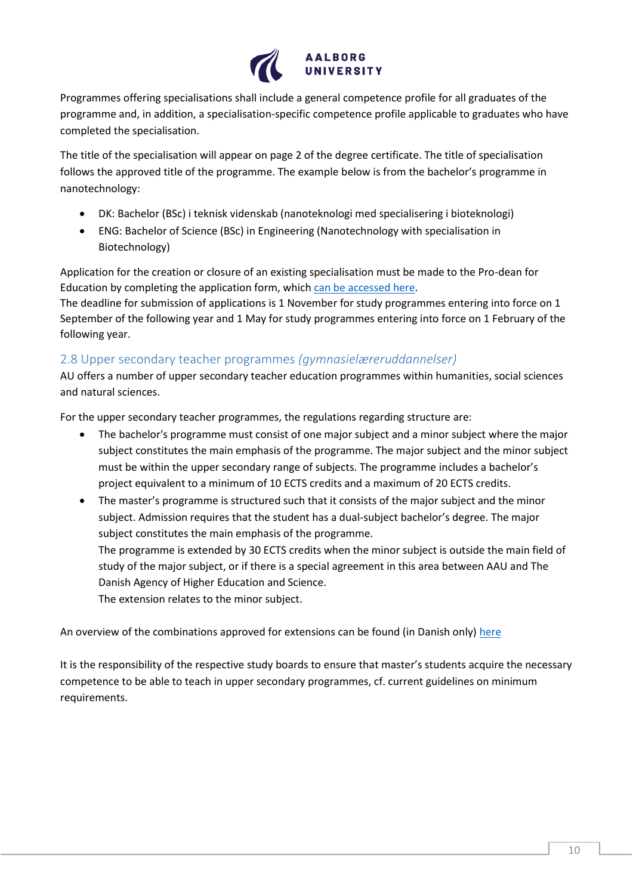Programmes offering specialisations shall include a general competence profile for all graduates of the programme and, in addition, a specialisation-specific competence profile applicable to graduates who have completed the specialisation.

The title of the specialisation will appear on page 2 of the degree certificate. The title of specialisation follows the approved title of the programme. The example below is from the bachelor's programme in nanotechnology:

- DK: Bachelor (BSc) i teknisk videnskab (nanoteknologi med specialisering i bioteknologi)
- ENG: Bachelor of Science (BSc) in Engineering (Nanotechnology with specialisation in Biotechnology)

Application for the creation or closure of an existing specialisation must be made to the Pro-dean for Education by completing the application form, which can be accessed here.
The deadline for submission of applications is 1 November for study programmes entering into force on 1 September of the following year and 1 May for study programmes entering into force on 1 February of the following year.

## 2.8 Upper secondary teacher programmes *(gymnasielæreruddannelser)*

AU offers a number of upper secondary teacher education programmes within humanities, social sciences and natural sciences.

For the upper secondary teacher programmes, the regulations regarding structure are:

- The bachelor's programme must consist of one major subject and a minor subject where the major subject constitutes the main emphasis of the programme. The major subject and the minor subject must be within the upper secondary range of subjects. The programme includes a bachelor's project equivalent to a minimum of 10 ECTS credits and a maximum of 20 ECTS credits.
- The master's programme is structured such that it consists of the major subject and the minor subject. Admission requires that the student has a dual-subject bachelor's degree. The major subject constitutes the main emphasis of the programme.
  The programme is extended by 30 ECTS credits when the minor subject is outside the main field of study of the major subject, or if there is a special agreement in this area between AAU and The Danish Agency of Higher Education and Science.
  The extension relates to the minor subject.

An overview of the combinations approved for extensions can be found (in Danish only) here

It is the responsibility of the respective study boards to ensure that master's students acquire the necessary competence to be able to teach in upper secondary programmes, cf. current guidelines on minimum requirements.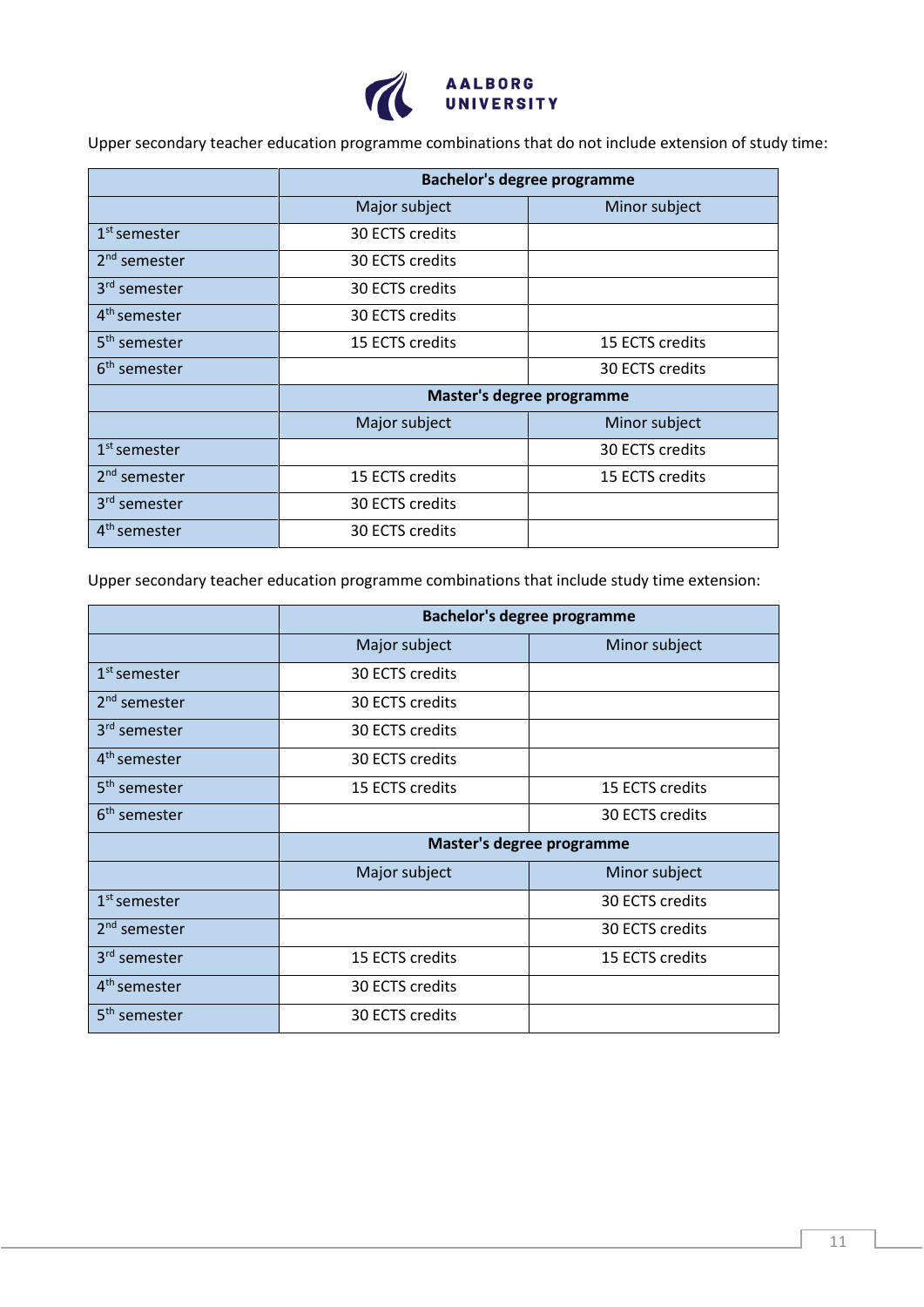Upper secondary teacher education programme combinations that do not include extension of study time:

| | Bachelor's degree programme | |
|---|---|---|
| | Major subject | Minor subject |
| 1st semester | 30 ECTS credits | |
| 2nd semester | 30 ECTS credits | |
| 3rd semester | 30 ECTS credits | |
| 4th semester | 30 ECTS credits | |
| 5th semester | 15 ECTS credits | 15 ECTS credits |
| 6th semester | | 30 ECTS credits |
| | **Master's degree programme** | |
| | Major subject | Minor subject |
| 1st semester | | 30 ECTS credits |
| 2nd semester | 15 ECTS credits | 15 ECTS credits |
| 3rd semester | 30 ECTS credits | |
| 4th semester | 30 ECTS credits | |

Upper secondary teacher education programme combinations that include study time extension:

| | Bachelor's degree programme | |
|---|---|---|
| | Major subject | Minor subject |
| 1st semester | 30 ECTS credits | |
| 2nd semester | 30 ECTS credits | |
| 3rd semester | 30 ECTS credits | |
| 4th semester | 30 ECTS credits | |
| 5th semester | 15 ECTS credits | 15 ECTS credits |
| 6th semester | | 30 ECTS credits |
| | **Master's degree programme** | |
| | Major subject | Minor subject |
| 1st semester | | 30 ECTS credits |
| 2nd semester | | 30 ECTS credits |
| 3rd semester | 15 ECTS credits | 15 ECTS credits |
| 4th semester | 30 ECTS credits | |
| 5th semester | 30 ECTS credits | |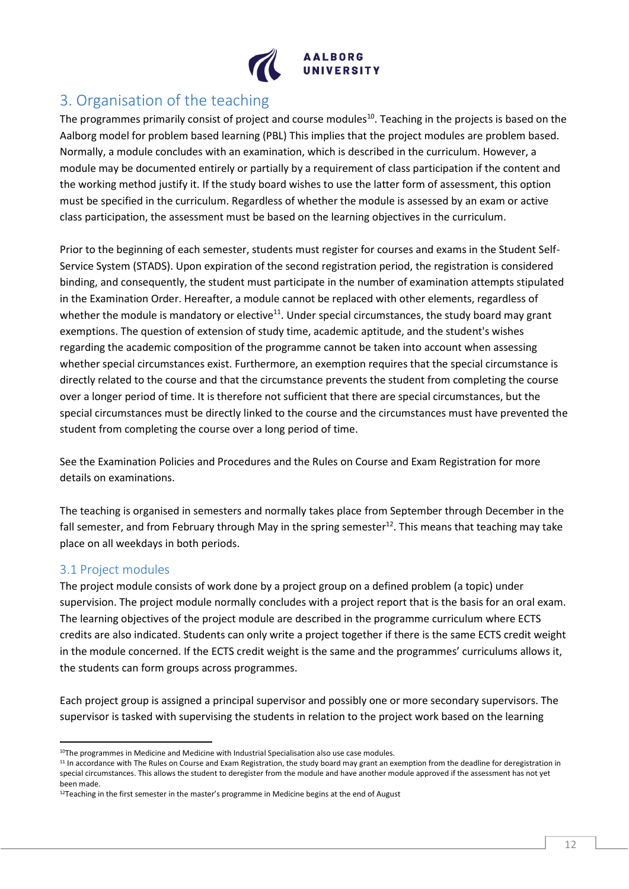## 3. Organisation of the teaching

The programmes primarily consist of project and course modules[10]. Teaching in the projects is based on the Aalborg model for problem based learning (PBL) This implies that the project modules are problem based. Normally, a module concludes with an examination, which is described in the curriculum. However, a module may be documented entirely or partially by a requirement of class participation if the content and the working method justify it. If the study board wishes to use the latter form of assessment, this option must be specified in the curriculum. Regardless of whether the module is assessed by an exam or active class participation, the assessment must be based on the learning objectives in the curriculum.

Prior to the beginning of each semester, students must register for courses and exams in the Student Self-Service System (STADS). Upon expiration of the second registration period, the registration is considered binding, and consequently, the student must participate in the number of examination attempts stipulated in the Examination Order. Hereafter, a module cannot be replaced with other elements, regardless of whether the module is mandatory or elective[11]. Under special circumstances, the study board may grant exemptions. The question of extension of study time, academic aptitude, and the student's wishes regarding the academic composition of the programme cannot be taken into account when assessing whether special circumstances exist. Furthermore, an exemption requires that the special circumstance is directly related to the course and that the circumstance prevents the student from completing the course over a longer period of time. It is therefore not sufficient that there are special circumstances, but the special circumstances must be directly linked to the course and the circumstances must have prevented the student from completing the course over a long period of time.

See the Examination Policies and Procedures and the Rules on Course and Exam Registration for more details on examinations.

The teaching is organised in semesters and normally takes place from September through December in the fall semester, and from February through May in the spring semester[12]. This means that teaching may take place on all weekdays in both periods.

### 3.1 Project modules

The project module consists of work done by a project group on a defined problem (a topic) under supervision. The project module normally concludes with a project report that is the basis for an oral exam. The learning objectives of the project module are described in the programme curriculum where ECTS credits are also indicated. Students can only write a project together if there is the same ECTS credit weight in the module concerned. If the ECTS credit weight is the same and the programmes' curriculums allows it, the students can form groups across programmes.

Each project group is assigned a principal supervisor and possibly one or more secondary supervisors. The supervisor is tasked with supervising the students in relation to the project work based on the learning

---

[10] The programmes in Medicine and Medicine with Industrial Specialisation also use case modules.

[11] In accordance with The Rules on Course and Exam Registration, the study board may grant an exemption from the deadline for deregistration in special circumstances. This allows the student to deregister from the module and have another module approved if the assessment has not yet been made.

[12] Teaching in the first semester in the master's programme in Medicine begins at the end of August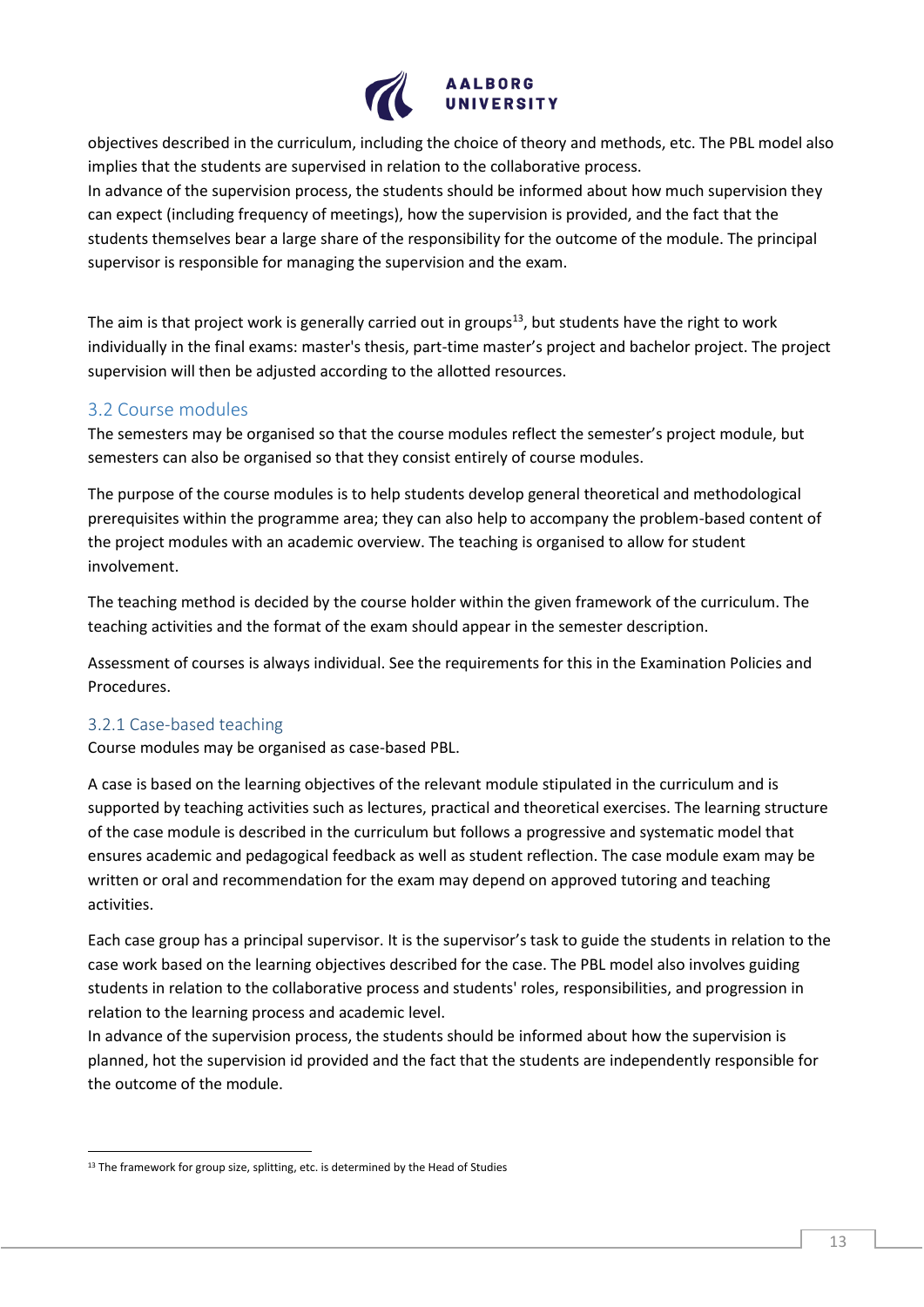objectives described in the curriculum, including the choice of theory and methods, etc. The PBL model also implies that the students are supervised in relation to the collaborative process.
In advance of the supervision process, the students should be informed about how much supervision they can expect (including frequency of meetings), how the supervision is provided, and the fact that the students themselves bear a large share of the responsibility for the outcome of the module. The principal supervisor is responsible for managing the supervision and the exam.

The aim is that project work is generally carried out in groups[13], but students have the right to work individually in the final exams: master's thesis, part-time master's project and bachelor project. The project supervision will then be adjusted according to the allotted resources.

## 3.2 Course modules

The semesters may be organised so that the course modules reflect the semester's project module, but semesters can also be organised so that they consist entirely of course modules.

The purpose of the course modules is to help students develop general theoretical and methodological prerequisites within the programme area; they can also help to accompany the problem-based content of the project modules with an academic overview. The teaching is organised to allow for student involvement.

The teaching method is decided by the course holder within the given framework of the curriculum. The teaching activities and the format of the exam should appear in the semester description.

Assessment of courses is always individual. See the requirements for this in the Examination Policies and Procedures.

### 3.2.1 Case-based teaching

Course modules may be organised as case-based PBL.

A case is based on the learning objectives of the relevant module stipulated in the curriculum and is supported by teaching activities such as lectures, practical and theoretical exercises. The learning structure of the case module is described in the curriculum but follows a progressive and systematic model that ensures academic and pedagogical feedback as well as student reflection. The case module exam may be written or oral and recommendation for the exam may depend on approved tutoring and teaching activities.

Each case group has a principal supervisor. It is the supervisor's task to guide the students in relation to the case work based on the learning objectives described for the case. The PBL model also involves guiding students in relation to the collaborative process and students' roles, responsibilities, and progression in relation to the learning process and academic level.
In advance of the supervision process, the students should be informed about how the supervision is planned, hot the supervision id provided and the fact that the students are independently responsible for the outcome of the module.

---

[13] The framework for group size, splitting, etc. is determined by the Head of Studies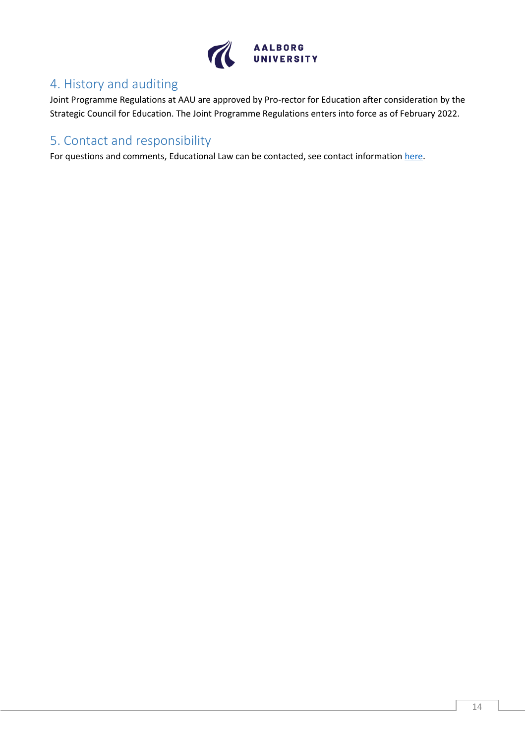## 4. History and auditing

Joint Programme Regulations at AAU are approved by Pro-rector for Education after consideration by the Strategic Council for Education. The Joint Programme Regulations enters into force as of February 2022.

## 5. Contact and responsibility

For questions and comments, Educational Law can be contacted, see contact information here.